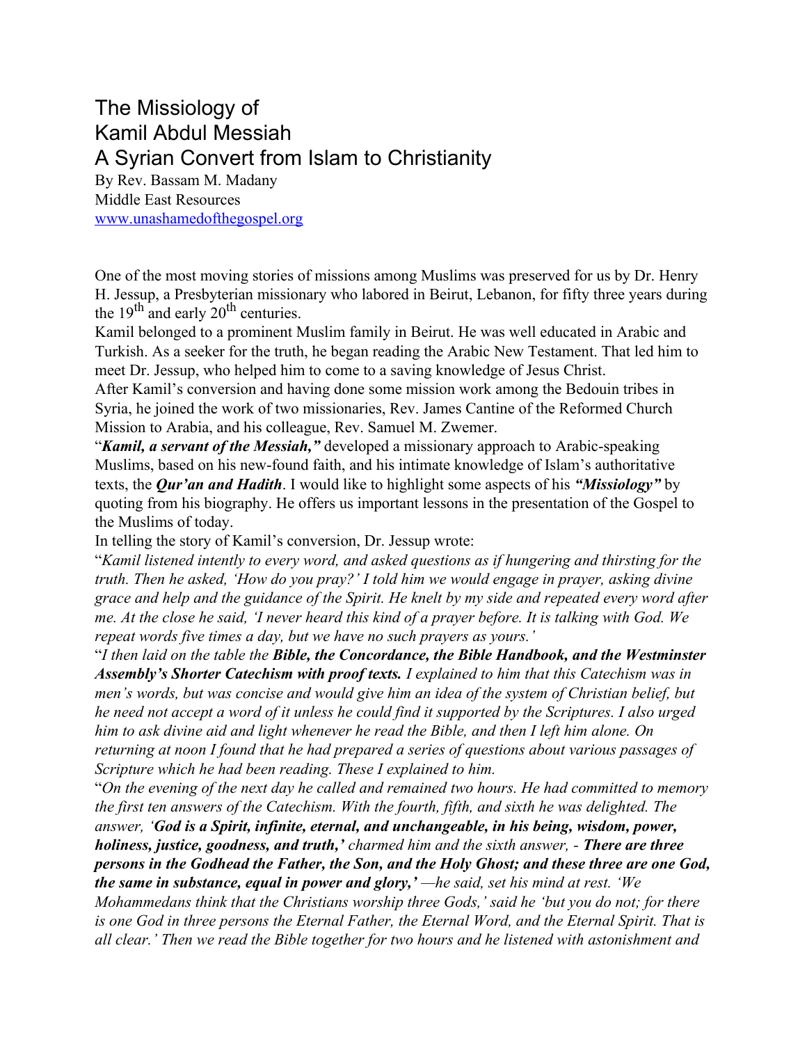# The Missiology of Kamil Abdul Messiah
## A Syrian Convert from Islam to Christianity

By Rev. Bassam M. Madany
Middle East Resources
www.unashamedofthegospel.org

One of the most moving stories of missions among Muslims was preserved for us by Dr. Henry H. Jessup, a Presbyterian missionary who labored in Beirut, Lebanon, for fifty three years during the 19th and early 20th centuries.

Kamil belonged to a prominent Muslim family in Beirut. He was well educated in Arabic and Turkish. As a seeker for the truth, he began reading the Arabic New Testament. That led him to meet Dr. Jessup, who helped him to come to a saving knowledge of Jesus Christ.

After Kamil's conversion and having done some mission work among the Bedouin tribes in Syria, he joined the work of two missionaries, Rev. James Cantine of the Reformed Church Mission to Arabia, and his colleague, Rev. Samuel M. Zwemer.

"***Kamil, a servant of the Messiah,"*** developed a missionary approach to Arabic-speaking Muslims, based on his new-found faith, and his intimate knowledge of Islam's authoritative texts, the ***Qur'an and Hadith***. I would like to highlight some aspects of his ***"Missiology"*** by quoting from his biography. He offers us important lessons in the presentation of the Gospel to the Muslims of today.

In telling the story of Kamil's conversion, Dr. Jessup wrote:

"*Kamil listened intently to every word, and asked questions as if hungering and thirsting for the truth. Then he asked, 'How do you pray?' I told him we would engage in prayer, asking divine grace and help and the guidance of the Spirit. He knelt by my side and repeated every word after me. At the close he said, 'I never heard this kind of a prayer before. It is talking with God. We repeat words five times a day, but we have no such prayers as yours.'*

"*I then laid on the table the* ***Bible, the Concordance, the Bible Handbook, and the Westminster Assembly's Shorter Catechism with proof texts.*** *I explained to him that this Catechism was in men's words, but was concise and would give him an idea of the system of Christian belief, but he need not accept a word of it unless he could find it supported by the Scriptures. I also urged him to ask divine aid and light whenever he read the Bible, and then I left him alone. On returning at noon I found that he had prepared a series of questions about various passages of Scripture which he had been reading. These I explained to him.*

"*On the evening of the next day he called and remained two hours. He had committed to memory the first ten answers of the Catechism. With the fourth, fifth, and sixth he was delighted. The answer, '****God is a Spirit, infinite, eternal, and unchangeable, in his being, wisdom, power, holiness, justice, goodness, and truth,'*** *charmed him and the sixth answer, -* ***There are three persons in the Godhead the Father, the Son, and the Holy Ghost; and these three are one God, the same in substance, equal in power and glory,'*** *—he said, set his mind at rest. 'We Mohammedans think that the Christians worship three Gods,' said he 'but you do not; for there is one God in three persons the Eternal Father, the Eternal Word, and the Eternal Spirit. That is all clear.' Then we read the Bible together for two hours and he listened with astonishment and*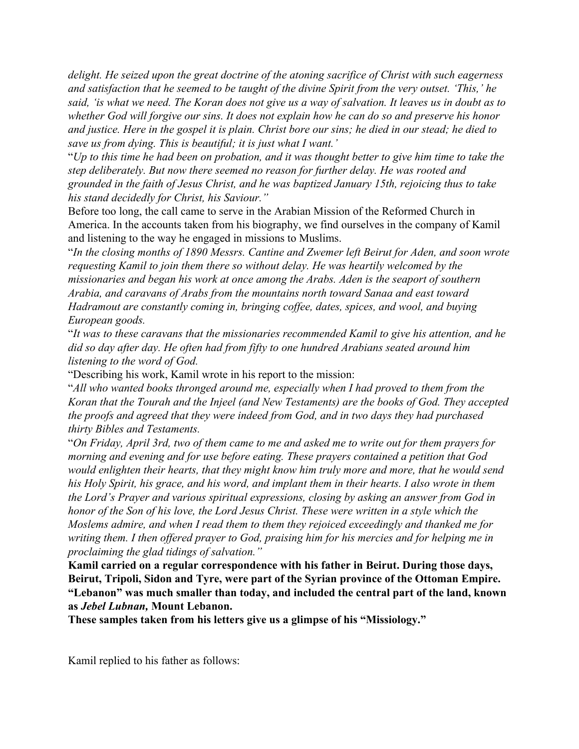*delight. He seized upon the great doctrine of the atoning sacrifice of Christ with such eagerness and satisfaction that he seemed to be taught of the divine Spirit from the very outset. 'This,' he said, 'is what we need. The Koran does not give us a way of salvation. It leaves us in doubt as to whether God will forgive our sins. It does not explain how he can do so and preserve his honor and justice. Here in the gospel it is plain. Christ bore our sins; he died in our stead; he died to save us from dying. This is beautiful; it is just what I want.'*

"*Up to this time he had been on probation, and it was thought better to give him time to take the step deliberately. But now there seemed no reason for further delay. He was rooted and grounded in the faith of Jesus Christ, and he was baptized January 15th, rejoicing thus to take his stand decidedly for Christ, his Saviour.*"

Before too long, the call came to serve in the Arabian Mission of the Reformed Church in America. In the accounts taken from his biography, we find ourselves in the company of Kamil and listening to the way he engaged in missions to Muslims.

"*In the closing months of 1890 Messrs. Cantine and Zwemer left Beirut for Aden, and soon wrote requesting Kamil to join them there so without delay. He was heartily welcomed by the missionaries and began his work at once among the Arabs. Aden is the seaport of southern Arabia, and caravans of Arabs from the mountains north toward Sanaa and east toward Hadramout are constantly coming in, bringing coffee, dates, spices, and wool, and buying European goods.*

"*It was to these caravans that the missionaries recommended Kamil to give his attention, and he did so day after day. He often had from fifty to one hundred Arabians seated around him listening to the word of God.*

"Describing his work, Kamil wrote in his report to the mission:

"*All who wanted books thronged around me, especially when I had proved to them from the Koran that the Tourah and the Injeel (and New Testaments) are the books of God. They accepted the proofs and agreed that they were indeed from God, and in two days they had purchased thirty Bibles and Testaments.*

"*On Friday, April 3rd, two of them came to me and asked me to write out for them prayers for morning and evening and for use before eating. These prayers contained a petition that God would enlighten their hearts, that they might know him truly more and more, that he would send his Holy Spirit, his grace, and his word, and implant them in their hearts. I also wrote in them the Lord's Prayer and various spiritual expressions, closing by asking an answer from God in honor of the Son of his love, the Lord Jesus Christ. These were written in a style which the Moslems admire, and when I read them to them they rejoiced exceedingly and thanked me for writing them. I then offered prayer to God, praising him for his mercies and for helping me in proclaiming the glad tidings of salvation.*"

**Kamil carried on a regular correspondence with his father in Beirut. During those days, Beirut, Tripoli, Sidon and Tyre, were part of the Syrian province of the Ottoman Empire. "Lebanon" was much smaller than today, and included the central part of the land, known as *Jebel Lubnan,* Mount Lebanon.**

**These samples taken from his letters give us a glimpse of his "Missiology."**

Kamil replied to his father as follows: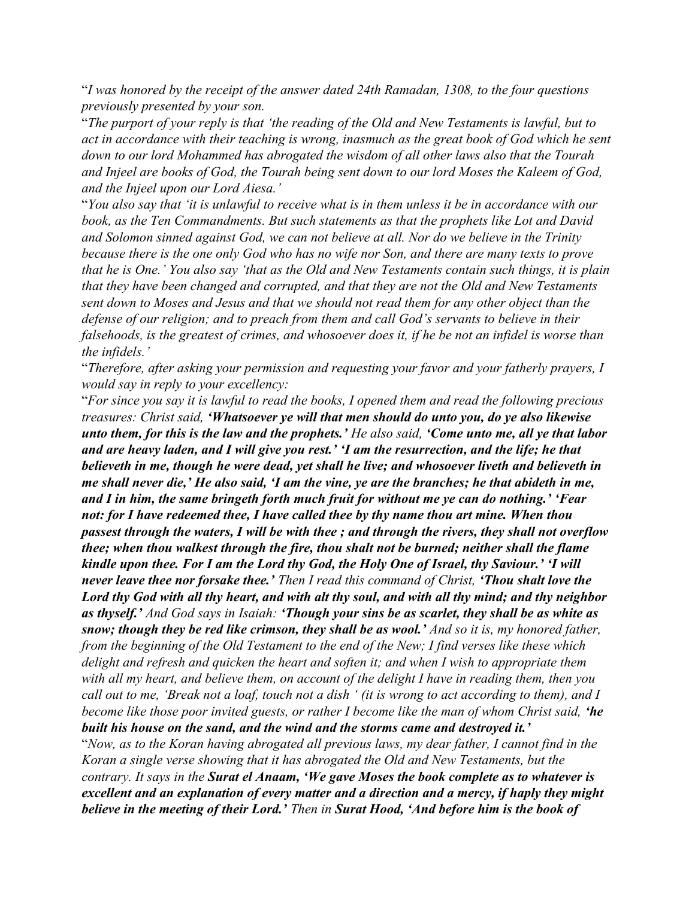"*I was honored by the receipt of the answer dated 24th Ramadan, 1308, to the four questions previously presented by your son.*

"*The purport of your reply is that 'the reading of the Old and New Testaments is lawful, but to act in accordance with their teaching is wrong, inasmuch as the great book of God which he sent down to our lord Mohammed has abrogated the wisdom of all other laws also that the Tourah and Injeel are books of God, the Tourah being sent down to our lord Moses the Kaleem of God, and the Injeel upon our Lord Aiesa.'*

"*You also say that 'it is unlawful to receive what is in them unless it be in accordance with our book, as the Ten Commandments. But such statements as that the prophets like Lot and David and Solomon sinned against God, we can not believe at all. Nor do we believe in the Trinity because there is the one only God who has no wife nor Son, and there are many texts to prove that he is One.' You also say 'that as the Old and New Testaments contain such things, it is plain that they have been changed and corrupted, and that they are not the Old and New Testaments sent down to Moses and Jesus and that we should not read them for any other object than the defense of our religion; and to preach from them and call God's servants to believe in their falsehoods, is the greatest of crimes, and whosoever does it, if he be not an infidel is worse than the infidels.'*

"*Therefore, after asking your permission and requesting your favor and your fatherly prayers, I would say in reply to your excellency:*

"*For since you say it is lawful to read the books, I opened them and read the following precious treasures: Christ said,* ***'Whatsoever ye will that men should do unto you, do ye also likewise unto them, for this is the law and the prophets.'*** *He also said,* ***'Come unto me, all ye that labor and are heavy laden, and I will give you rest.' 'I am the resurrection, and the life; he that believeth in me, though he were dead, yet shall he live; and whosoever liveth and believeth in me shall never die,'*** *He also said,* ***'I am the vine, ye are the branches; he that abideth in me, and I in him, the same bringeth forth much fruit for without me ye can do nothing.' 'Fear not: for I have redeemed thee, I have called thee by thy name thou art mine. When thou passest through the waters, I will be with thee ; and through the rivers, they shall not overflow thee; when thou walkest through the fire, thou shalt not be burned; neither shall the flame kindle upon thee. For I am the Lord thy God, the Holy One of Israel, thy Saviour.' 'I will never leave thee nor forsake thee.'*** *Then I read this command of Christ,* ***'Thou shalt love the Lord thy God with all thy heart, and with alt thy soul, and with all thy mind; and thy neighbor as thyself.'*** *And God says in Isaiah:* ***'Though your sins be as scarlet, they shall be as white as snow; though they be red like crimson, they shall be as wool.'*** *And so it is, my honored father, from the beginning of the Old Testament to the end of the New; I find verses like these which delight and refresh and quicken the heart and soften it; and when I wish to appropriate them with all my heart, and believe them, on account of the delight I have in reading them, then you call out to me, 'Break not a loaf, touch not a dish ' (it is wrong to act according to them), and I become like those poor invited guests, or rather I become like the man of whom Christ said,* ***'he built his house on the sand, and the wind and the storms came and destroyed it.'***

"*Now, as to the Koran having abrogated all previous laws, my dear father, I cannot find in the Koran a single verse showing that it has abrogated the Old and New Testaments, but the contrary. It says in the* ***Surat el Anaam, 'We gave Moses the book complete as to whatever is excellent and an explanation of every matter and a direction and a mercy, if haply they might believe in the meeting of their Lord.'*** *Then in* ***Surat Hood, 'And before him is the book of***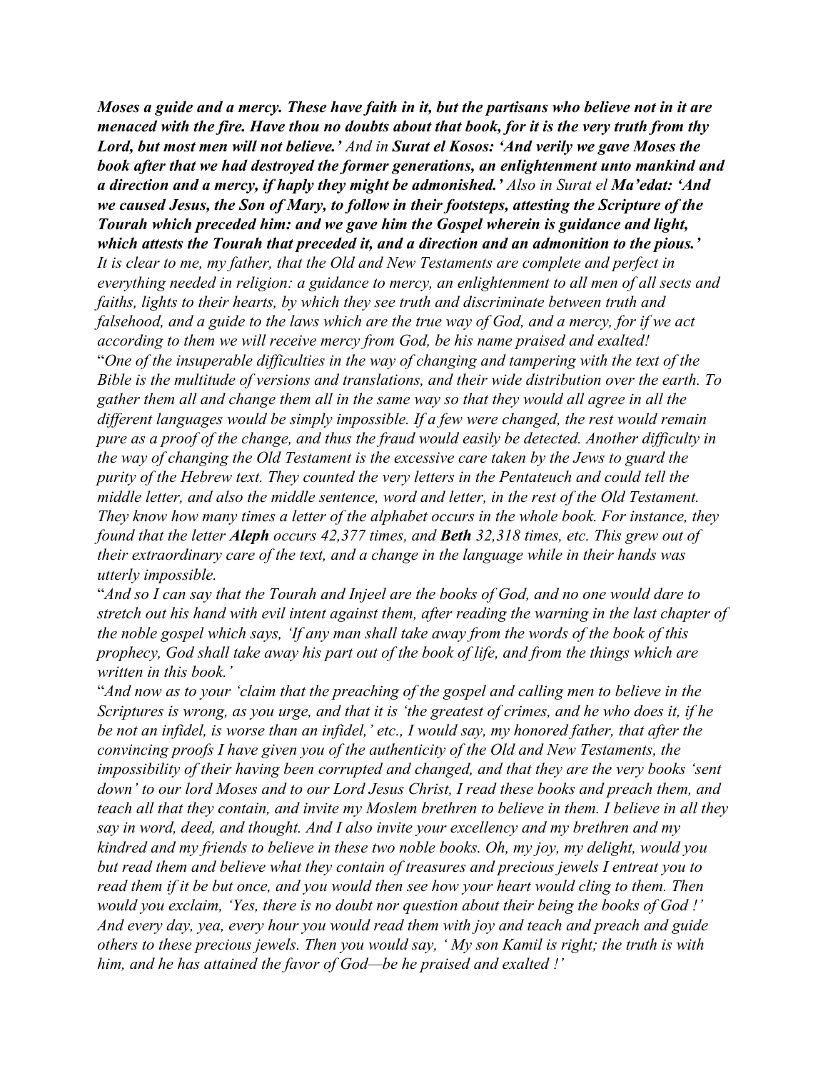***Moses a guide and a mercy. These have faith in it, but the partisans who believe not in it are menaced with the fire. Have thou no doubts about that book, for it is the very truth from thy Lord, but most men will not believe.'*** *And in* ***Surat el Kosos: 'And verily we gave Moses the book after that we had destroyed the former generations, an enlightenment unto mankind and a direction and a mercy, if haply they might be admonished.'*** *Also in Surat el* ***Ma'edat: 'And we caused Jesus, the Son of Mary, to follow in their footsteps, attesting the Scripture of the Tourah which preceded him: and we gave him the Gospel wherein is guidance and light, which attests the Tourah that preceded it, and a direction and an admonition to the pious.'***

*It is clear to me, my father, that the Old and New Testaments are complete and perfect in everything needed in religion: a guidance to mercy, an enlightenment to all men of all sects and faiths, lights to their hearts, by which they see truth and discriminate between truth and falsehood, and a guide to the laws which are the true way of God, and a mercy, for if we act according to them we will receive mercy from God, be his name praised and exalted!*

"*One of the insuperable difficulties in the way of changing and tampering with the text of the Bible is the multitude of versions and translations, and their wide distribution over the earth. To gather them all and change them all in the same way so that they would all agree in all the different languages would be simply impossible. If a few were changed, the rest would remain pure as a proof of the change, and thus the fraud would easily be detected. Another difficulty in the way of changing the Old Testament is the excessive care taken by the Jews to guard the purity of the Hebrew text. They counted the very letters in the Pentateuch and could tell the middle letter, and also the middle sentence, word and letter, in the rest of the Old Testament. They know how many times a letter of the alphabet occurs in the whole book. For instance, they found that the letter* ***Aleph*** *occurs 42,377 times, and* ***Beth*** *32,318 times, etc. This grew out of their extraordinary care of the text, and a change in the language while in their hands was utterly impossible.*

"*And so I can say that the Tourah and Injeel are the books of God, and no one would dare to stretch out his hand with evil intent against them, after reading the warning in the last chapter of the noble gospel which says, 'If any man shall take away from the words of the book of this prophecy, God shall take away his part out of the book of life, and from the things which are written in this book.'*

"*And now as to your 'claim that the preaching of the gospel and calling men to believe in the Scriptures is wrong, as you urge, and that it is 'the greatest of crimes, and he who does it, if he be not an infidel, is worse than an infidel,' etc., I would say, my honored father, that after the convincing proofs I have given you of the authenticity of the Old and New Testaments, the impossibility of their having been corrupted and changed, and that they are the very books 'sent down' to our lord Moses and to our Lord Jesus Christ, I read these books and preach them, and teach all that they contain, and invite my Moslem brethren to believe in them. I believe in all they say in word, deed, and thought. And I also invite your excellency and my brethren and my kindred and my friends to believe in these two noble books. Oh, my joy, my delight, would you but read them and believe what they contain of treasures and precious jewels I entreat you to read them if it be but once, and you would then see how your heart would cling to them. Then would you exclaim, 'Yes, there is no doubt nor question about their being the books of God !' And every day, yea, every hour you would read them with joy and teach and preach and guide others to these precious jewels. Then you would say, ' My son Kamil is right; the truth is with him, and he has attained the favor of God—be he praised and exalted !'*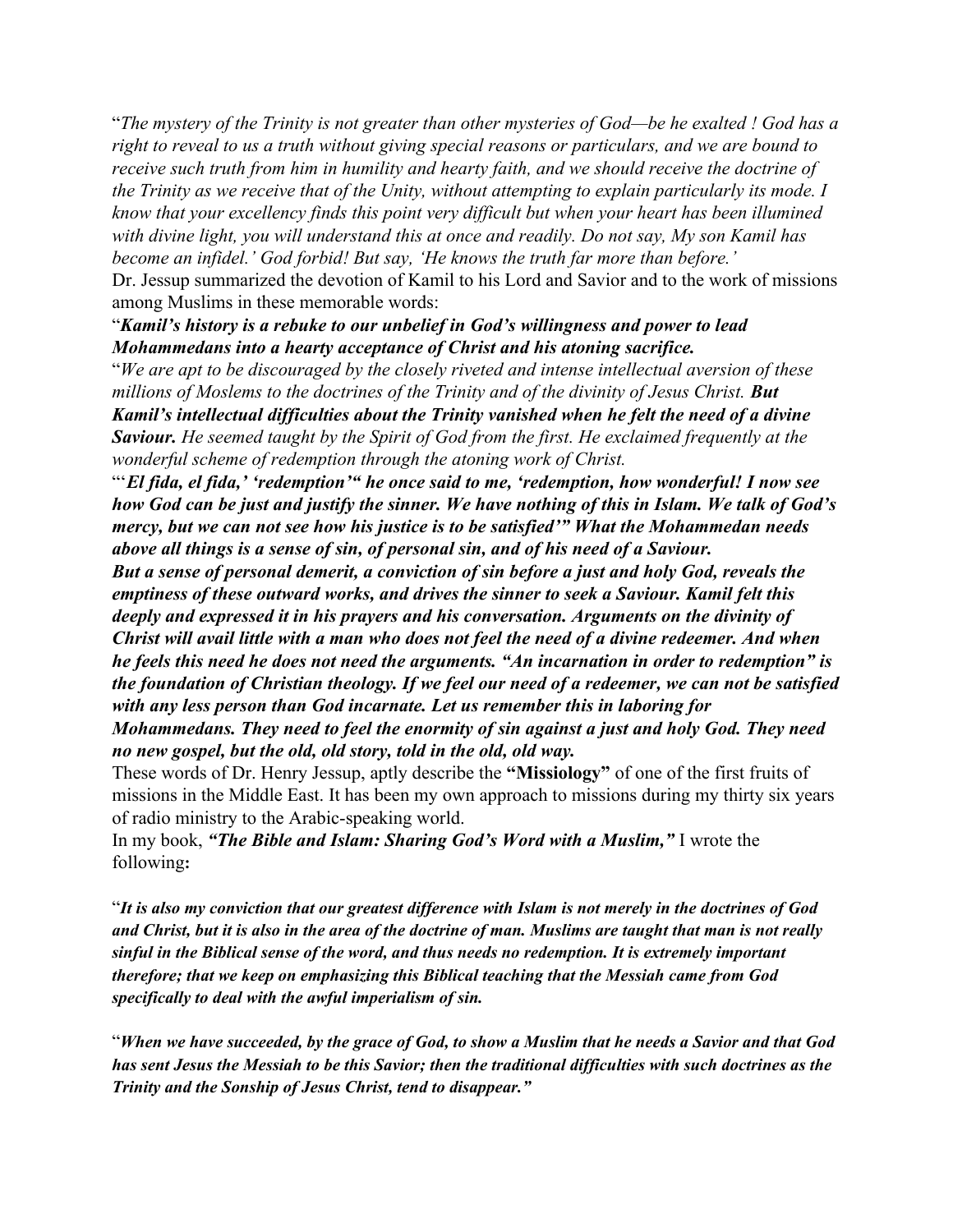"*The mystery of the Trinity is not greater than other mysteries of God—be he exalted ! God has a right to reveal to us a truth without giving special reasons or particulars, and we are bound to receive such truth from him in humility and hearty faith, and we should receive the doctrine of the Trinity as we receive that of the Unity, without attempting to explain particularly its mode. I know that your excellency finds this point very difficult but when your heart has been illumined with divine light, you will understand this at once and readily. Do not say, My son Kamil has become an infidel.' God forbid! But say, 'He knows the truth far more than before.'*

Dr. Jessup summarized the devotion of Kamil to his Lord and Savior and to the work of missions among Muslims in these memorable words:

"***Kamil's history is a rebuke to our unbelief in God's willingness and power to lead Mohammedans into a hearty acceptance of Christ and his atoning sacrifice.***

"*We are apt to be discouraged by the closely riveted and intense intellectual aversion of these millions of Moslems to the doctrines of the Trinity and of the divinity of Jesus Christ.* ***But Kamil's intellectual difficulties about the Trinity vanished when he felt the need of a divine Saviour.*** *He seemed taught by the Spirit of God from the first. He exclaimed frequently at the wonderful scheme of redemption through the atoning work of Christ.*

"'***El fida, el fida,' 'redemption'" he once said to me, 'redemption, how wonderful! I now see how God can be just and justify the sinner. We have nothing of this in Islam. We talk of God's mercy, but we can not see how his justice is to be satisfied'" What the Mohammedan needs above all things is a sense of sin, of personal sin, and of his need of a Saviour.***

***But a sense of personal demerit, a conviction of sin before a just and holy God, reveals the emptiness of these outward works, and drives the sinner to seek a Saviour. Kamil felt this deeply and expressed it in his prayers and his conversation. Arguments on the divinity of Christ will avail little with a man who does not feel the need of a divine redeemer. And when he feels this need he does not need the arguments. "An incarnation in order to redemption" is the foundation of Christian theology. If we feel our need of a redeemer, we can not be satisfied with any less person than God incarnate. Let us remember this in laboring for Mohammedans. They need to feel the enormity of sin against a just and holy God. They need no new gospel, but the old, old story, told in the old, old way.***

These words of Dr. Henry Jessup, aptly describe the **"Missiology"** of one of the first fruits of missions in the Middle East. It has been my own approach to missions during my thirty six years of radio ministry to the Arabic-speaking world.

In my book, ***"The Bible and Islam: Sharing God's Word with a Muslim,"*** I wrote the following**:**

"***It is also my conviction that our greatest difference with Islam is not merely in the doctrines of God and Christ, but it is also in the area of the doctrine of man. Muslims are taught that man is not really sinful in the Biblical sense of the word, and thus needs no redemption. It is extremely important therefore; that we keep on emphasizing this Biblical teaching that the Messiah came from God specifically to deal with the awful imperialism of sin.***

"***When we have succeeded, by the grace of God, to show a Muslim that he needs a Savior and that God has sent Jesus the Messiah to be this Savior; then the traditional difficulties with such doctrines as the Trinity and the Sonship of Jesus Christ, tend to disappear."***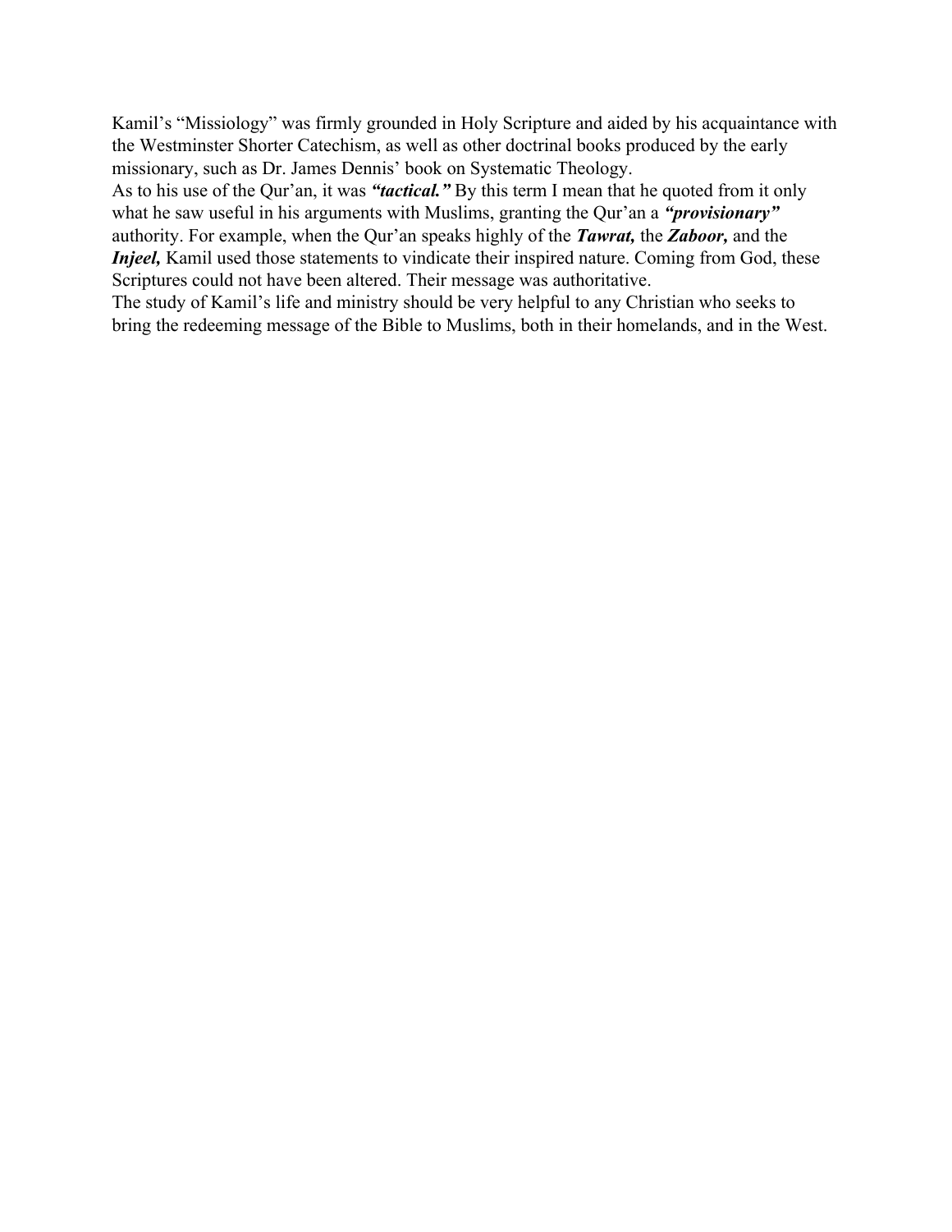Kamil's "Missiology" was firmly grounded in Holy Scripture and aided by his acquaintance with the Westminster Shorter Catechism, as well as other doctrinal books produced by the early missionary, such as Dr. James Dennis' book on Systematic Theology.

As to his use of the Qur'an, it was ***"tactical."*** By this term I mean that he quoted from it only what he saw useful in his arguments with Muslims, granting the Qur'an a ***"provisionary"*** authority. For example, when the Qur'an speaks highly of the ***Tawrat,*** the ***Zaboor,*** and the ***Injeel,*** Kamil used those statements to vindicate their inspired nature. Coming from God, these Scriptures could not have been altered. Their message was authoritative.

The study of Kamil's life and ministry should be very helpful to any Christian who seeks to bring the redeeming message of the Bible to Muslims, both in their homelands, and in the West.